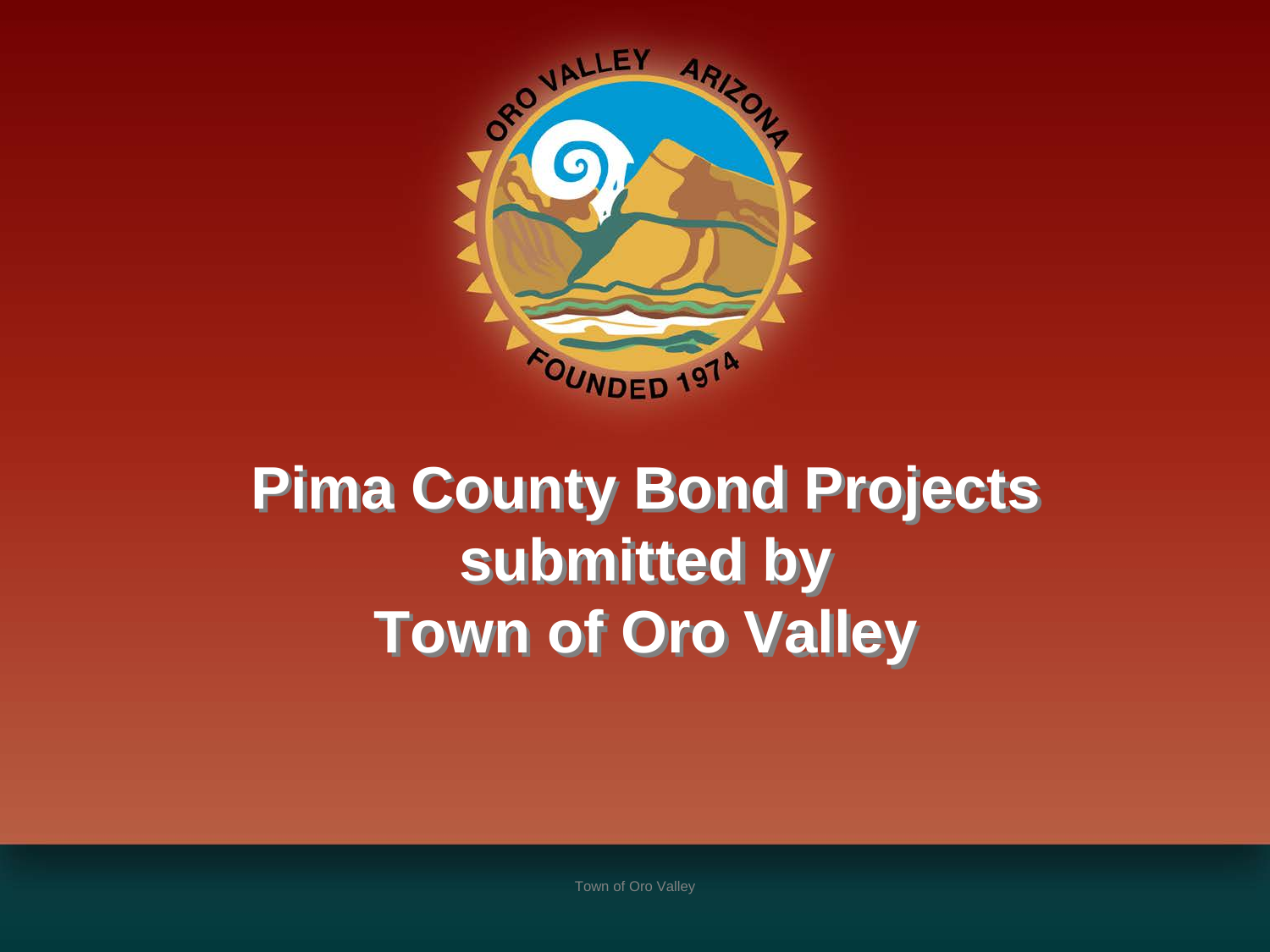# Pima County Bond Projects submitted by Town of Oro Valley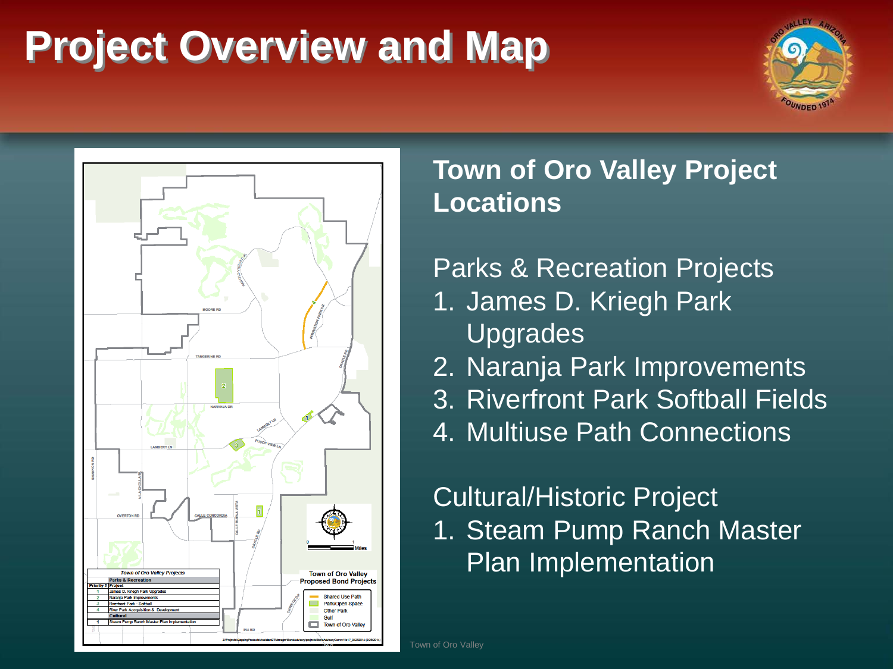# Project Overview and Map

## Town of Oro Valley Project Locations

Parks & Recreation Projects

1. James D. Kriegh Park Upgrades
2. Naranja Park Improvements
3. Riverfront Park Softball Fields
4. Multiuse Path Connections

Cultural/Historic Project

1. Steam Pump Ranch Master Plan Implementation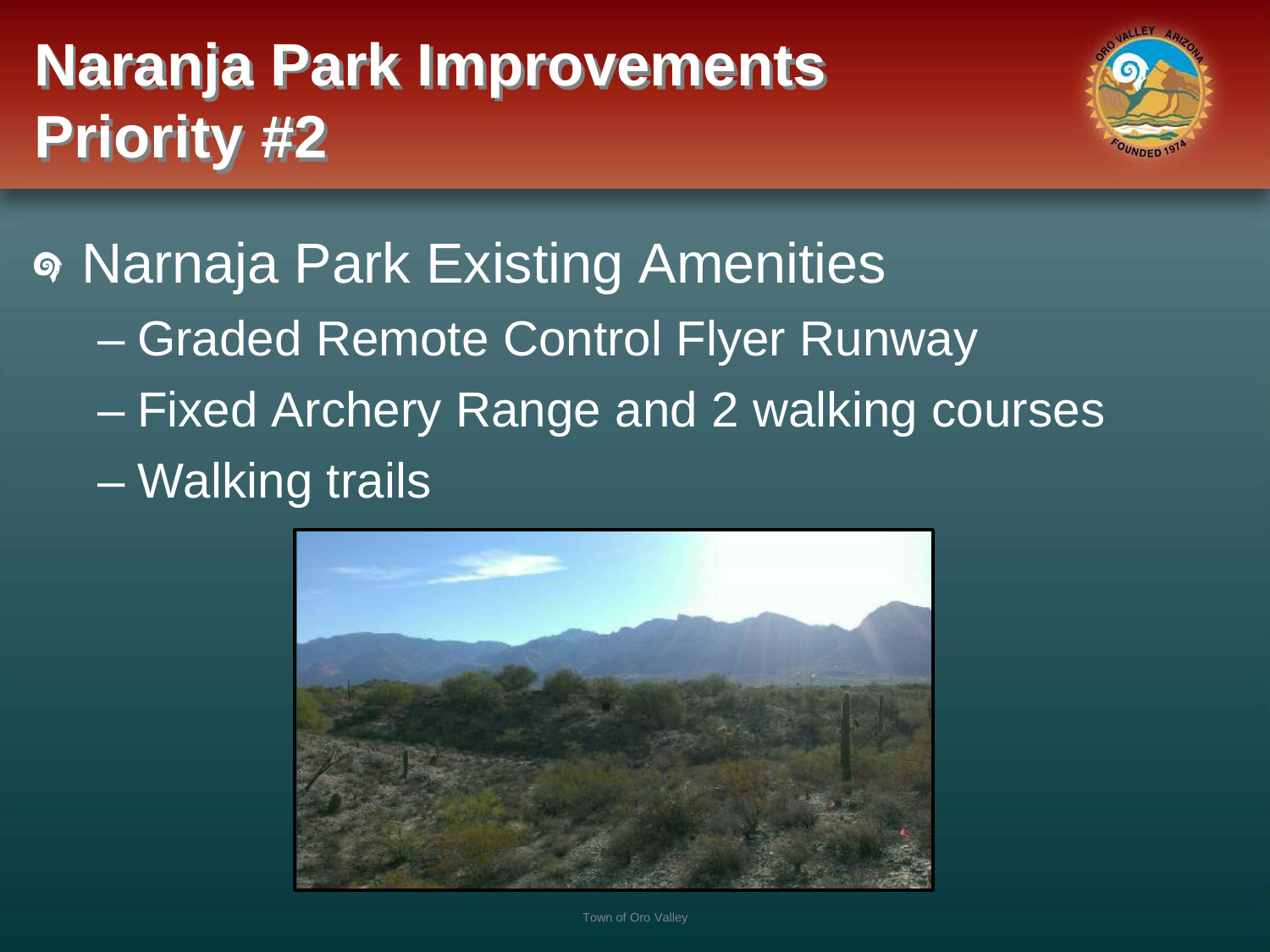# Naranja Park Improvements Priority #2

- Narnaja Park Existing Amenities
  - Graded Remote Control Flyer Runway
  - Fixed Archery Range and 2 walking courses
  - Walking trails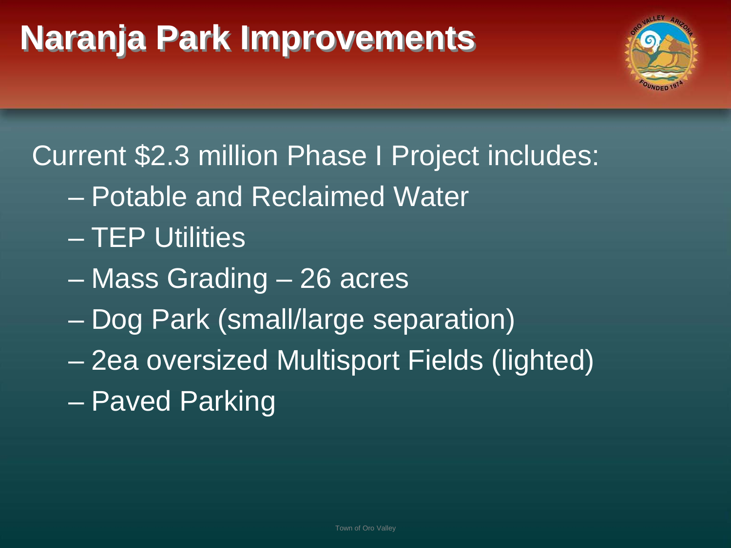# Naranja Park Improvements

Current $2.3 million Phase I Project includes:

- Potable and Reclaimed Water
- TEP Utilities
- Mass Grading – 26 acres
- Dog Park (small/large separation)
- 2ea oversized Multisport Fields (lighted)
- Paved Parking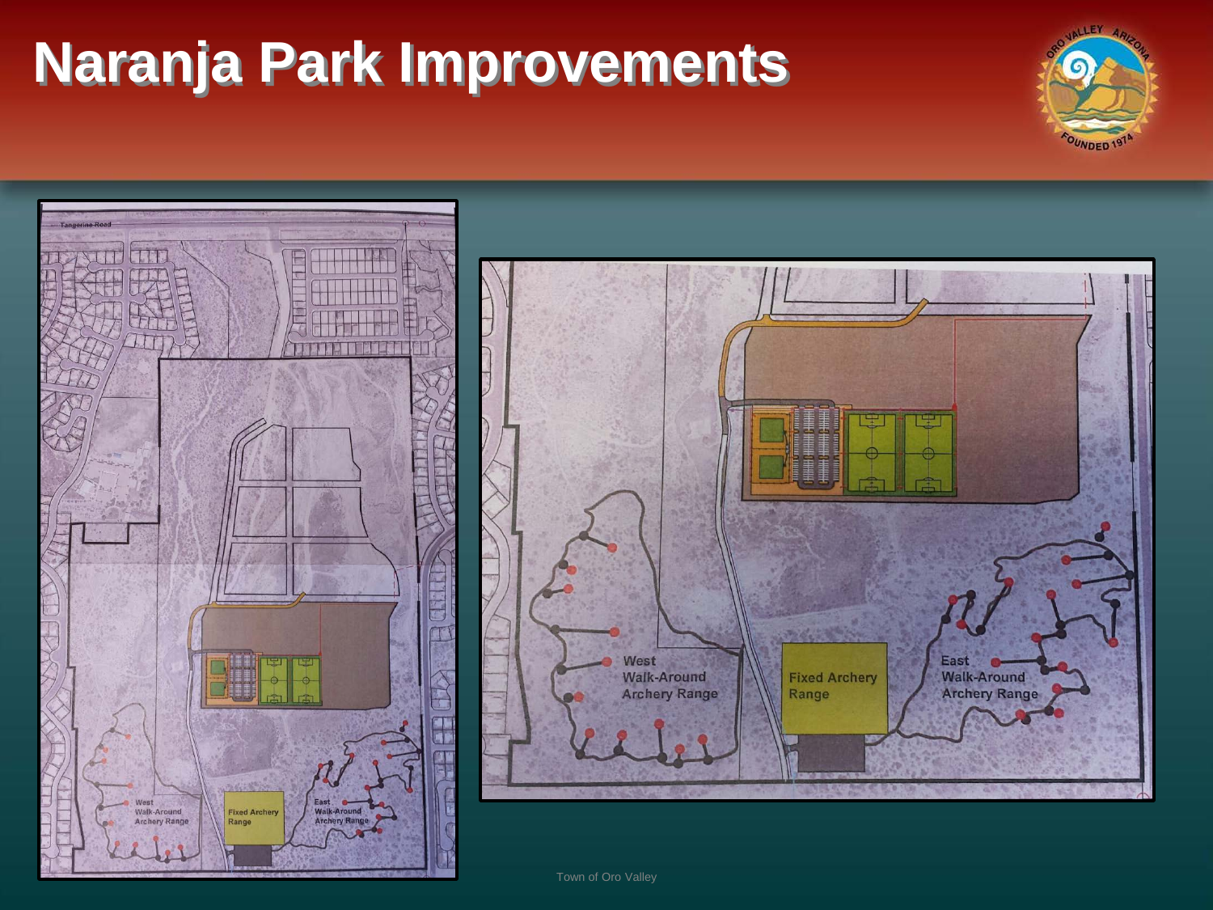# Naranja Park Improvements

Tangerine Road

West Walk-Around Archery Range

Fixed Archery Range

East Walk-Around Archery Range

Town of Oro Valley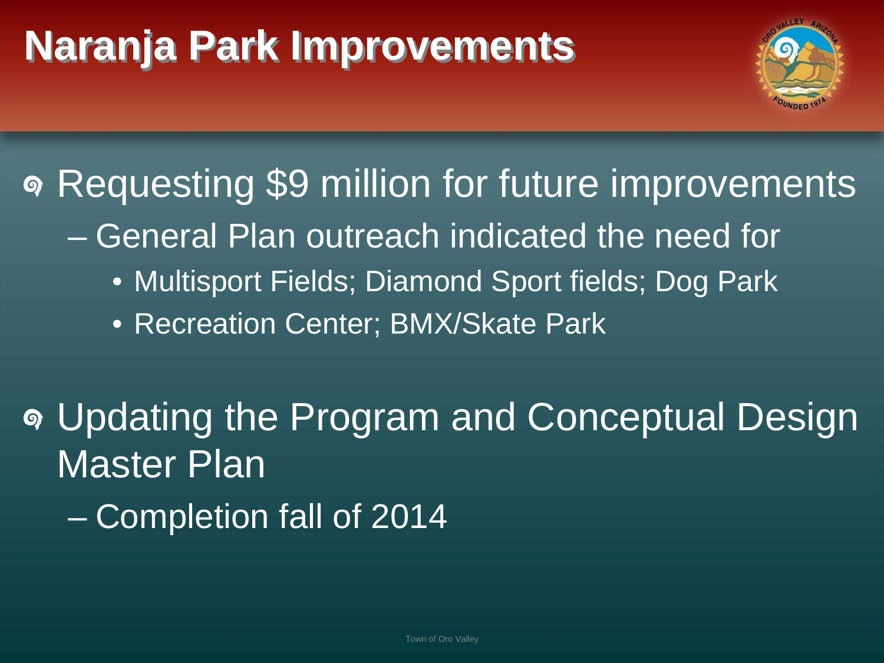# Naranja Park Improvements

- Requesting $9 million for future improvements
  - General Plan outreach indicated the need for
    - Multisport Fields; Diamond Sport fields; Dog Park
    - Recreation Center; BMX/Skate Park

- Updating the Program and Conceptual Design Master Plan
  - Completion fall of 2014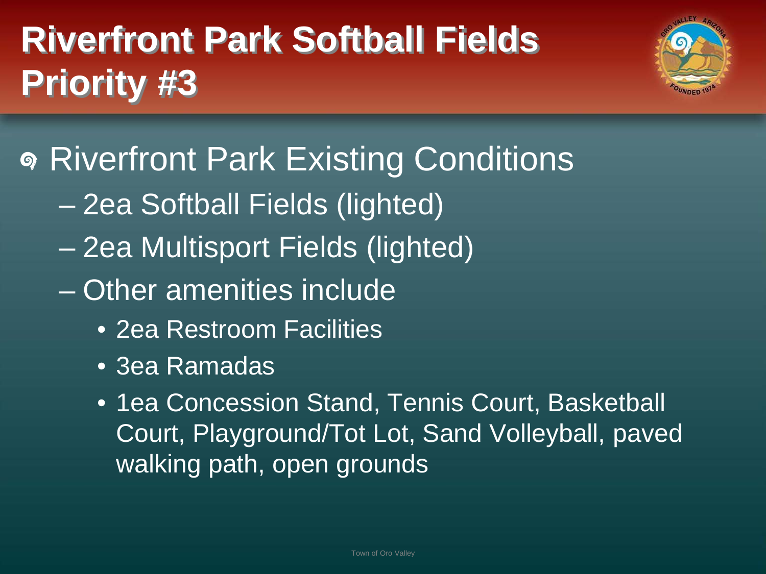# Riverfront Park Softball Fields Priority #3

- Riverfront Park Existing Conditions
  - 2ea Softball Fields (lighted)
  - 2ea Multisport Fields (lighted)
  - Other amenities include
    - 2ea Restroom Facilities
    - 3ea Ramadas
    - 1ea Concession Stand, Tennis Court, Basketball Court, Playground/Tot Lot, Sand Volleyball, paved walking path, open grounds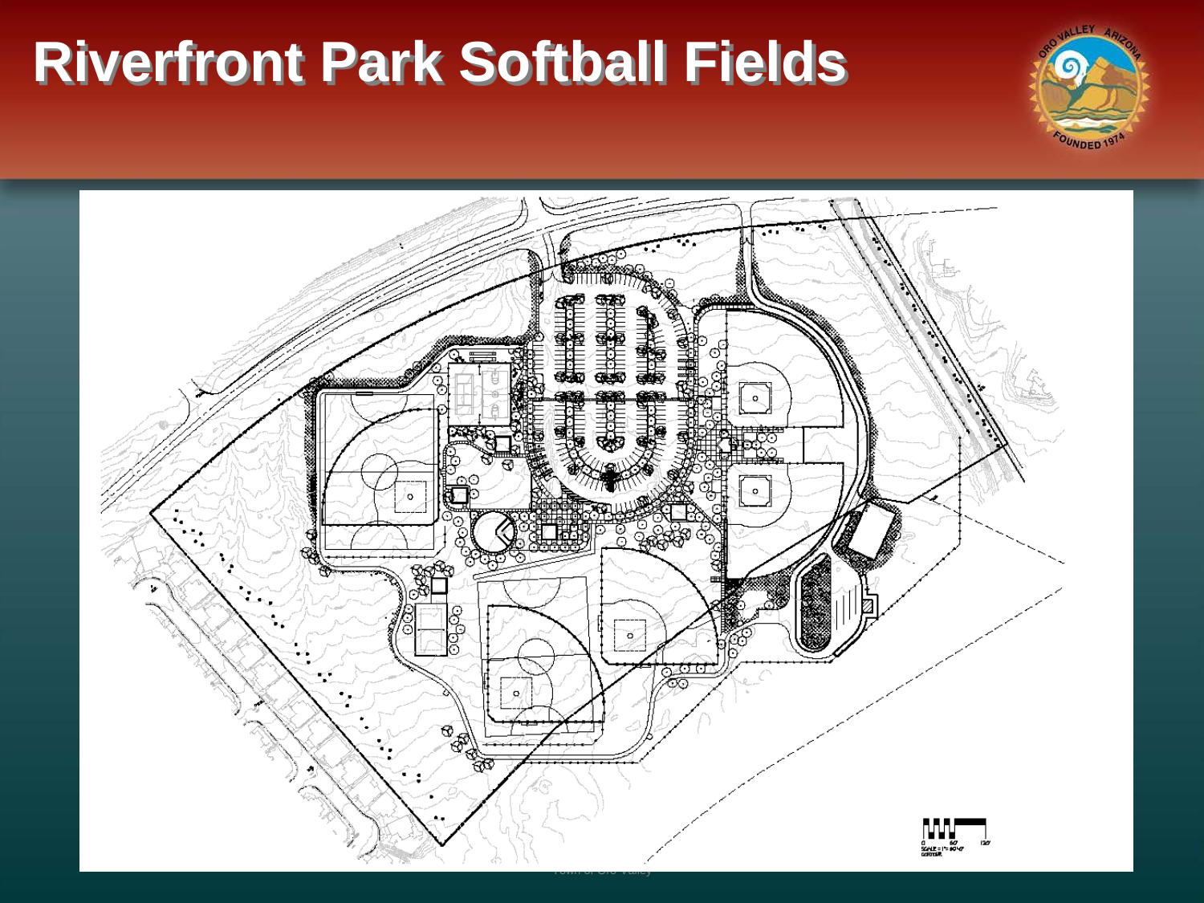# Riverfront Park Softball Fields